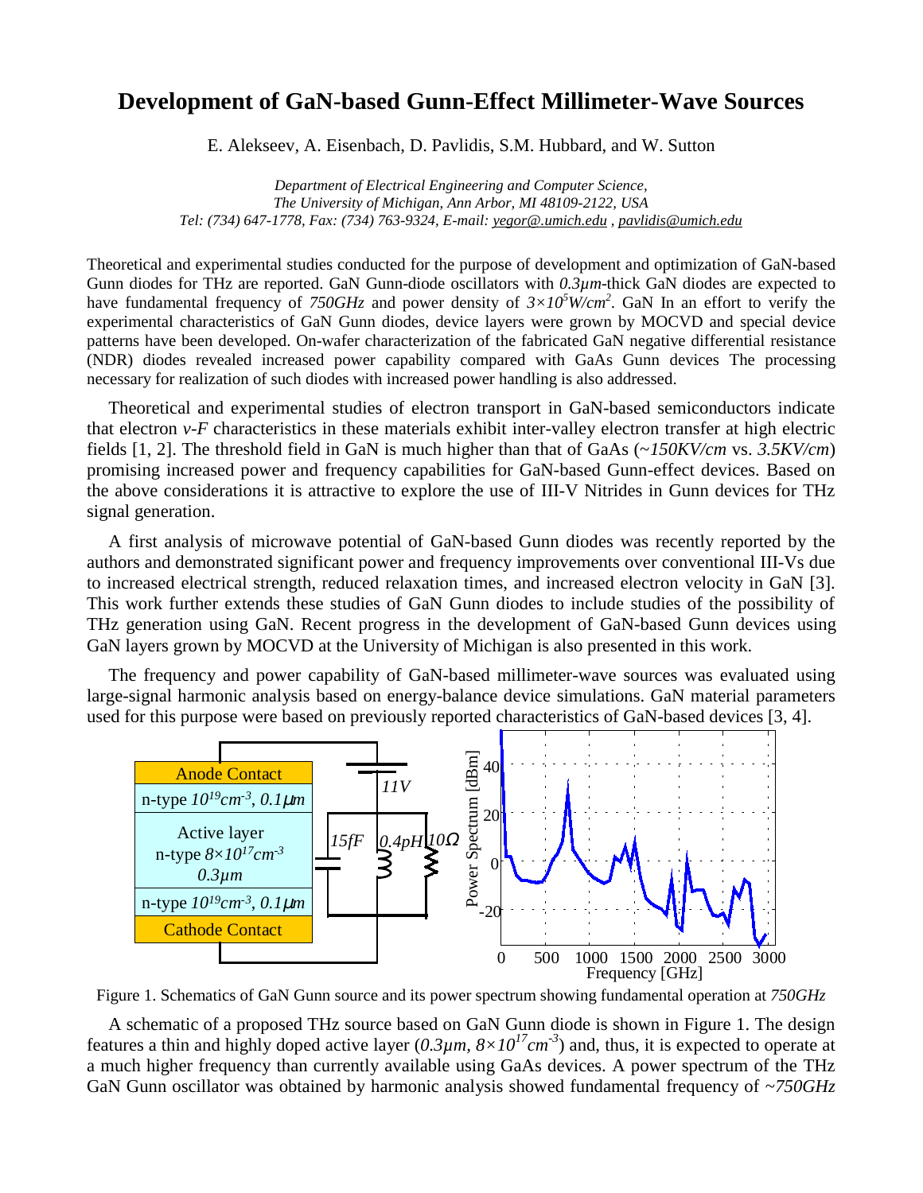# Development of GaN-based Gunn-Effect Millimeter-Wave Sources

E. Alekseev, A. Eisenbach, D. Pavlidis, S.M. Hubbard, and W. Sutton

*Department of Electrical Engineering and Computer Science,*
*The University of Michigan, Ann Arbor, MI 48109-2122, USA*
*Tel: (734) 647-1778, Fax: (734) 763-9324, E-mail: yegor@.umich.edu , pavlidis@umich.edu*

Theoretical and experimental studies conducted for the purpose of development and optimization of GaN-based Gunn diodes for THz are reported. GaN Gunn-diode oscillators with *0.3µm*-thick GaN diodes are expected to have fundamental frequency of *750GHz* and power density of $3\times10^{5}W/cm^{2}$. GaN In an effort to verify the experimental characteristics of GaN Gunn diodes, device layers were grown by MOCVD and special device patterns have been developed. On-wafer characterization of the fabricated GaN negative differential resistance (NDR) diodes revealed increased power capability compared with GaAs Gunn devices The processing necessary for realization of such diodes with increased power handling is also addressed.

Theoretical and experimental studies of electron transport in GaN-based semiconductors indicate that electron *v-F* characteristics in these materials exhibit inter-valley electron transfer at high electric fields [1, 2]. The threshold field in GaN is much higher than that of GaAs (*~150KV/cm* vs. *3.5KV/cm*) promising increased power and frequency capabilities for GaN-based Gunn-effect devices. Based on the above considerations it is attractive to explore the use of III-V Nitrides in Gunn devices for THz signal generation.

A first analysis of microwave potential of GaN-based Gunn diodes was recently reported by the authors and demonstrated significant power and frequency improvements over conventional III-Vs due to increased electrical strength, reduced relaxation times, and increased electron velocity in GaN [3]. This work further extends these studies of GaN Gunn diodes to include studies of the possibility of THz generation using GaN. Recent progress in the development of GaN-based Gunn devices using GaN layers grown by MOCVD at the University of Michigan is also presented in this work.

The frequency and power capability of GaN-based millimeter-wave sources was evaluated using large-signal harmonic analysis based on energy-balance device simulations. GaN material parameters used for this purpose were based on previously reported characteristics of GaN-based devices [3, 4].

Figure 1. Schematics of GaN Gunn source and its power spectrum showing fundamental operation at *750GHz*

A schematic of a proposed THz source based on GaN Gunn diode is shown in Figure 1. The design features a thin and highly doped active layer ($0.3\mu m$, $8\times10^{17}cm^{-3}$) and, thus, it is expected to operate at a much higher frequency than currently available using GaAs devices. A power spectrum of the THz GaN Gunn oscillator was obtained by harmonic analysis showed fundamental frequency of *~750GHz*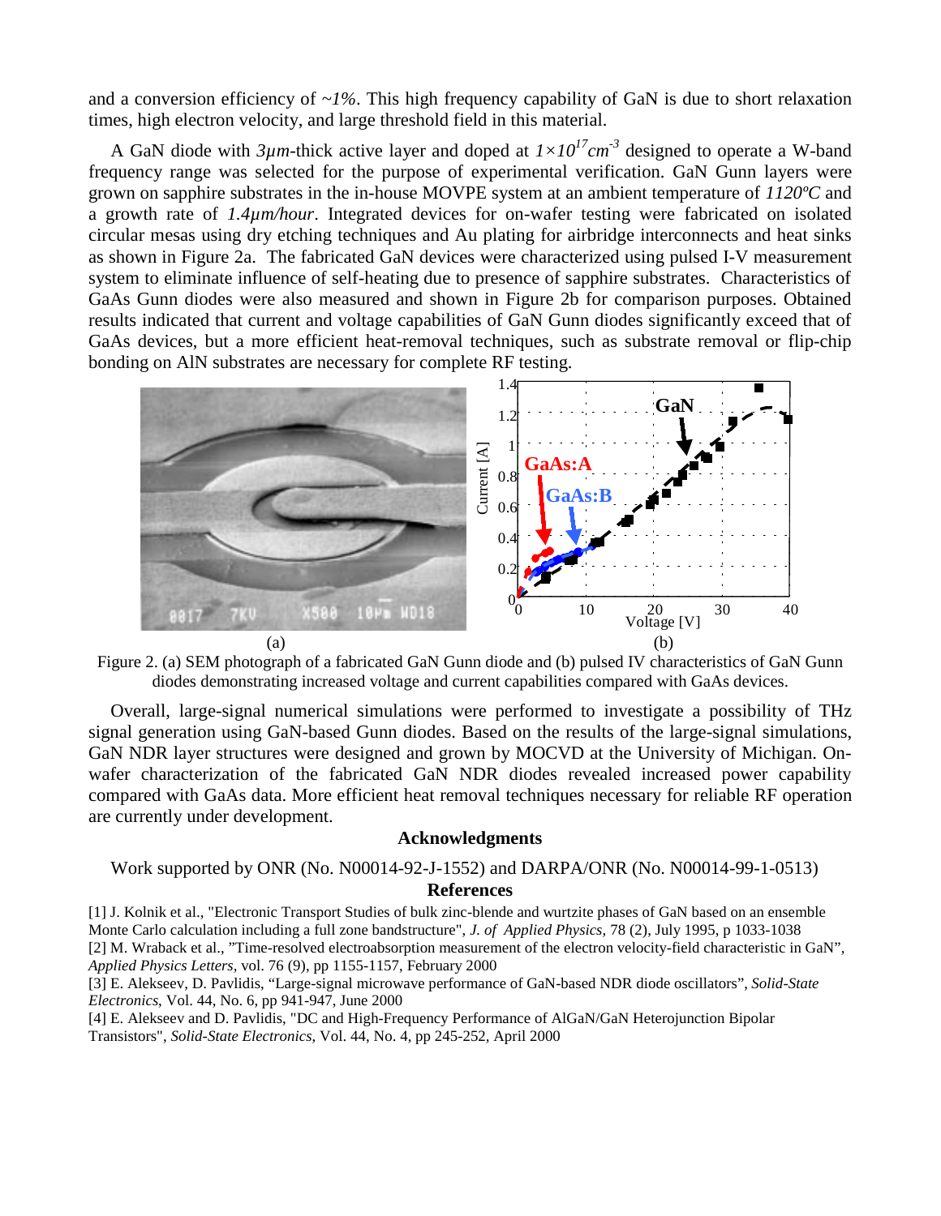and a conversion efficiency of *~1%*. This high frequency capability of GaN is due to short relaxation times, high electron velocity, and large threshold field in this material.

A GaN diode with *3µm*-thick active layer and doped at $1\times10^{17}cm^{-3}$ designed to operate a W-band frequency range was selected for the purpose of experimental verification. GaN Gunn layers were grown on sapphire substrates in the in-house MOVPE system at an ambient temperature of *1120ºC* and a growth rate of *1.4µm/hour*. Integrated devices for on-wafer testing were fabricated on isolated circular mesas using dry etching techniques and Au plating for airbridge interconnects and heat sinks as shown in Figure 2a. The fabricated GaN devices were characterized using pulsed I-V measurement system to eliminate influence of self-heating due to presence of sapphire substrates. Characteristics of GaAs Gunn diodes were also measured and shown in Figure 2b for comparison purposes. Obtained results indicated that current and voltage capabilities of GaN Gunn diodes significantly exceed that of GaAs devices, but a more efficient heat-removal techniques, such as substrate removal or flip-chip bonding on AlN substrates are necessary for complete RF testing.

0017 7KV X500 10Pm WD18

(a)

GaN

GaAs:A

GaAs:B

Current [A]

Voltage [V]

0
0.2
0.4
0.6
0.8
1
1.2
1.4

0
10
20
30
40

(b)

Figure 2. (a) SEM photograph of a fabricated GaN Gunn diode and (b) pulsed IV characteristics of GaN Gunn diodes demonstrating increased voltage and current capabilities compared with GaAs devices.

Overall, large-signal numerical simulations were performed to investigate a possibility of THz signal generation using GaN-based Gunn diodes. Based on the results of the large-signal simulations, GaN NDR layer structures were designed and grown by MOCVD at the University of Michigan. On-wafer characterization of the fabricated GaN NDR diodes revealed increased power capability compared with GaAs data. More efficient heat removal techniques necessary for reliable RF operation are currently under development.

## Acknowledgments

Work supported by ONR (No. N00014-92-J-1552) and DARPA/ONR (No. N00014-99-1-0513)

## References

[1] J. Kolnik et al., "Electronic Transport Studies of bulk zinc-blende and wurtzite phases of GaN based on an ensemble Monte Carlo calculation including a full zone bandstructure", *J. of Applied Physics*, 78 (2), July 1995, p 1033-1038

[2] M. Wraback et al., "Time-resolved electroabsorption measurement of the electron velocity-field characteristic in GaN", *Applied Physics Letters*, vol. 76 (9), pp 1155-1157, February 2000

[3] E. Alekseev, D. Pavlidis, "Large-signal microwave performance of GaN-based NDR diode oscillators", *Solid-State Electronics*, Vol. 44, No. 6, pp 941-947, June 2000

[4] E. Alekseev and D. Pavlidis, "DC and High-Frequency Performance of AlGaN/GaN Heterojunction Bipolar Transistors", *Solid-State Electronics*, Vol. 44, No. 4, pp 245-252, April 2000